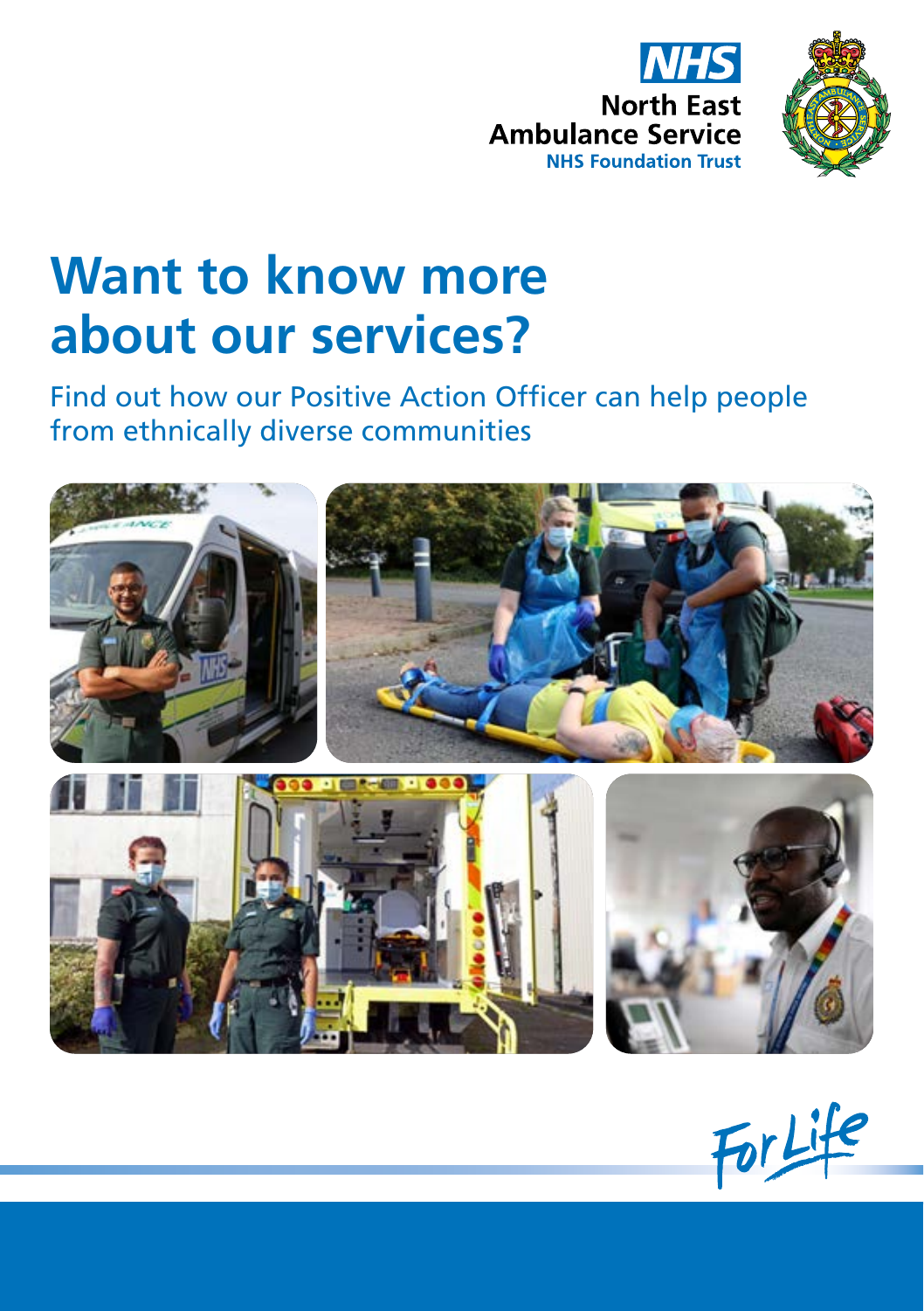NHS North East Ambulance Service NHS Foundation Trust

# Want to know more about our services?

Find out how our Positive Action Officer can help people from ethnically diverse communities

For Life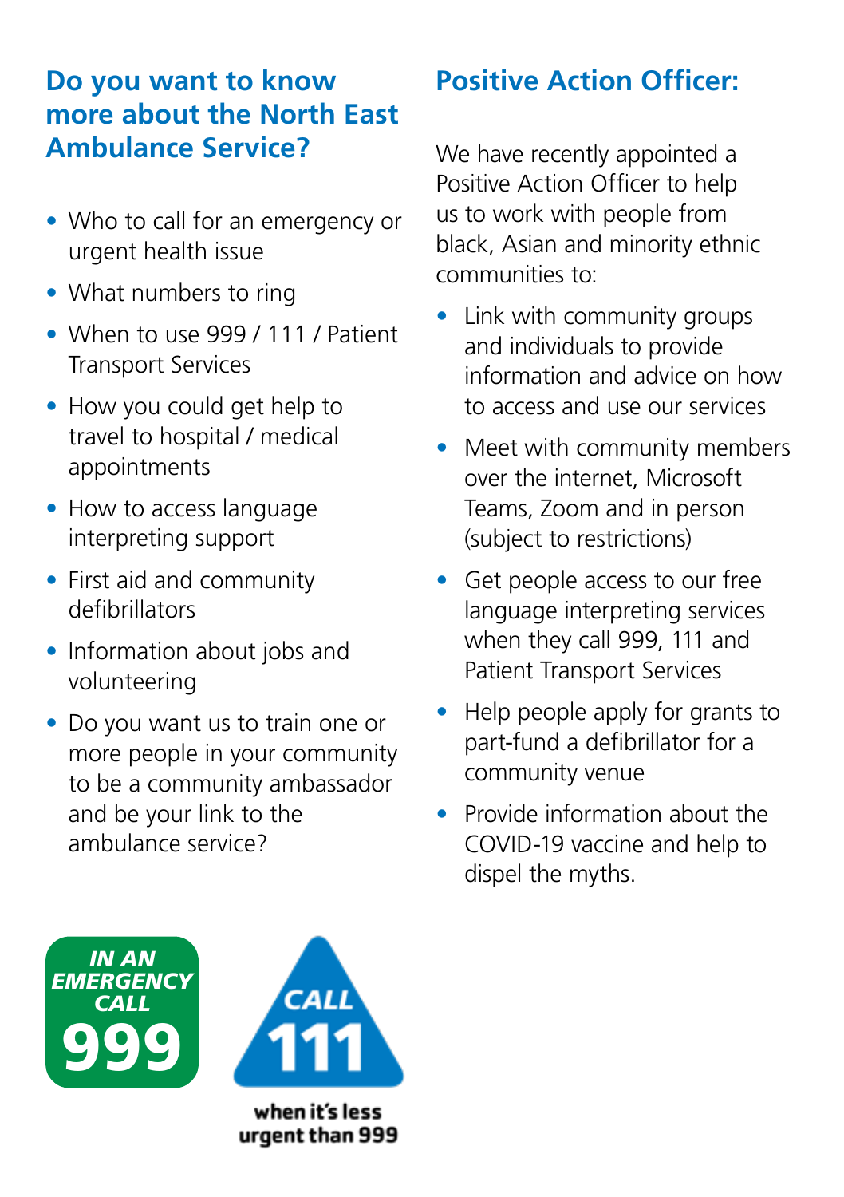## Do you want to know more about the North East Ambulance Service?

- Who to call for an emergency or urgent health issue
- What numbers to ring
- When to use 999 / 111 / Patient Transport Services
- How you could get help to travel to hospital / medical appointments
- How to access language interpreting support
- First aid and community defibrillators
- Information about jobs and volunteering
- Do you want us to train one or more people in your community to be a community ambassador and be your link to the ambulance service?

## Positive Action Officer:

We have recently appointed a Positive Action Officer to help us to work with people from black, Asian and minority ethnic communities to:

- Link with community groups and individuals to provide information and advice on how to access and use our services
- Meet with community members over the internet, Microsoft Teams, Zoom and in person (subject to restrictions)
- Get people access to our free language interpreting services when they call 999, 111 and Patient Transport Services
- Help people apply for grants to part-fund a defibrillator for a community venue
- Provide information about the COVID-19 vaccine and help to dispel the myths.

**IN AN EMERGENCY CALL 999**

**CALL 111**

**when it's less urgent than 999**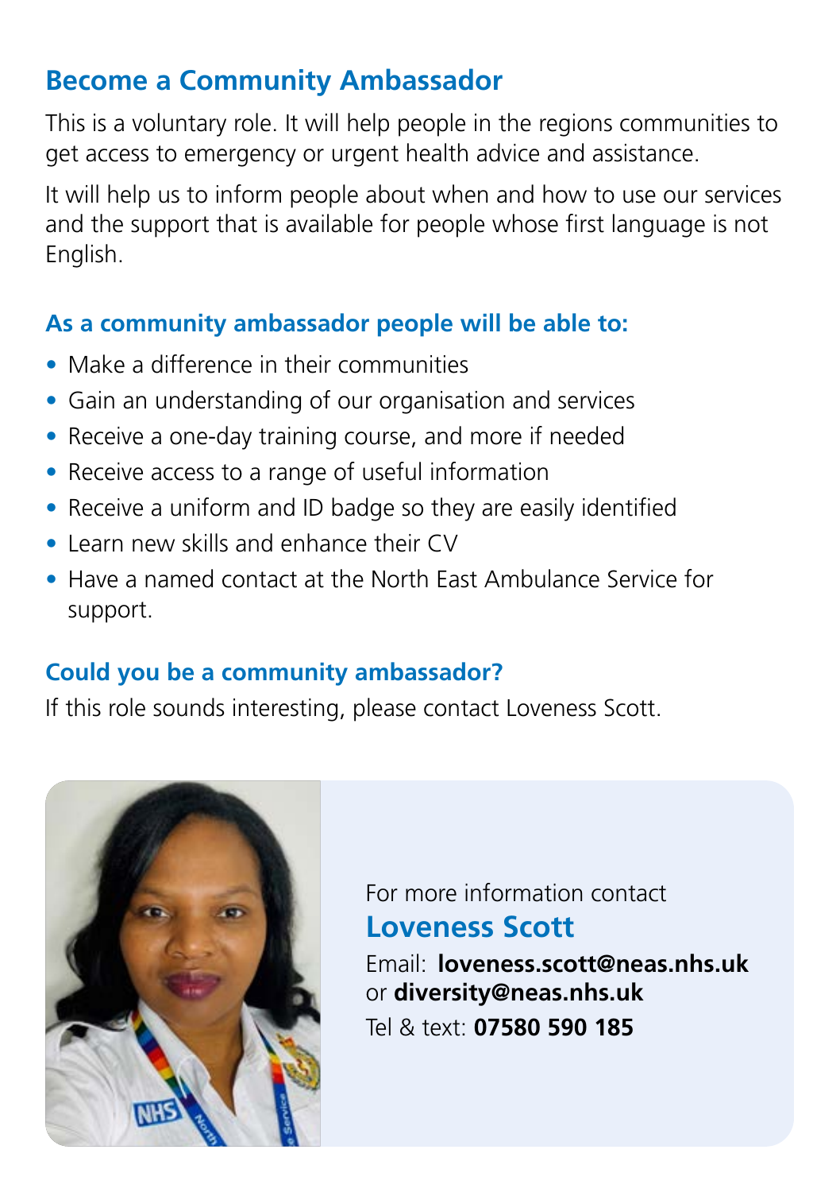## Become a Community Ambassador

This is a voluntary role. It will help people in the regions communities to get access to emergency or urgent health advice and assistance.

It will help us to inform people about when and how to use our services and the support that is available for people whose first language is not English.

### As a community ambassador people will be able to:

- Make a difference in their communities
- Gain an understanding of our organisation and services
- Receive a one-day training course, and more if needed
- Receive access to a range of useful information
- Receive a uniform and ID badge so they are easily identified
- Learn new skills and enhance their CV
- Have a named contact at the North East Ambulance Service for support.

### Could you be a community ambassador?

If this role sounds interesting, please contact Loveness Scott.

For more information contact

**Loveness Scott**

Email: **loveness.scott@neas.nhs.uk** or **diversity@neas.nhs.uk**

Tel & text: **07580 590 185**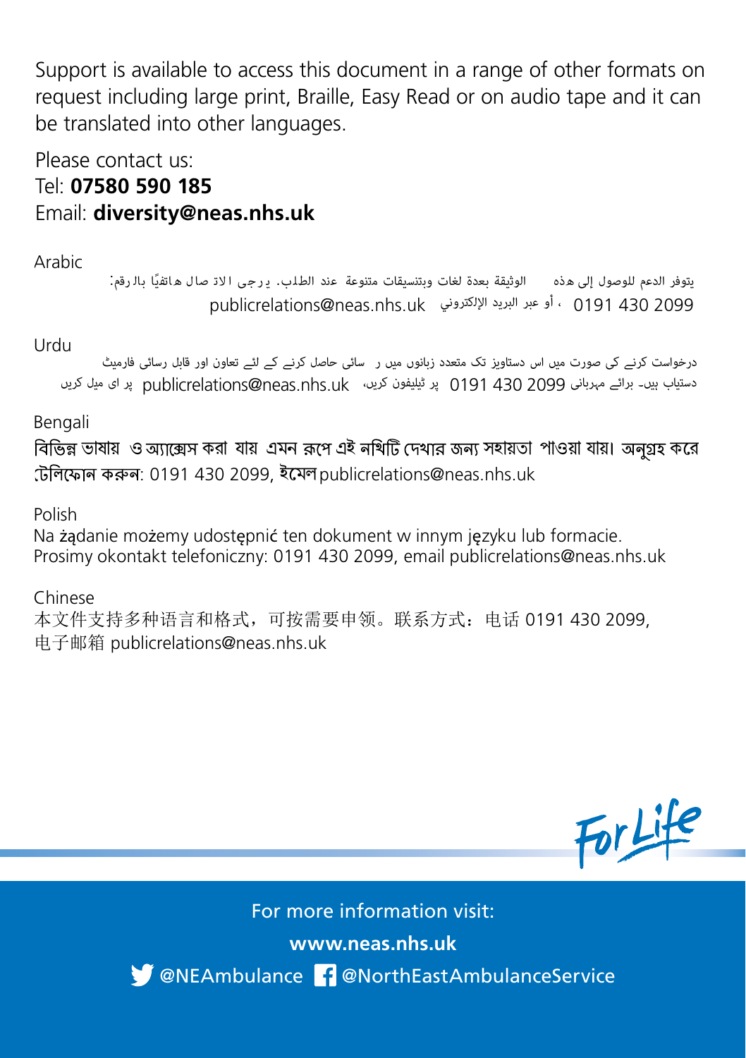Support is available to access this document in a range of other formats on request including large print, Braille, Easy Read or on audio tape and it can be translated into other languages.

Please contact us:
Tel: **07580 590 185**
Email: **diversity@neas.nhs.uk**

Arabic

يتوفر الدعم للوصول إلى هذه الوثيقة بعدة لغات وبتنسيقات متنوعة عند الطلب. يرجى الاتصال هاتفيًا بالرقم: 0191 430 2099 ، أو عبر البريد الإلكتروني publicrelations@neas.nhs.uk

Urdu

درخواست کرنے کی صورت میں اس دستاویز تک متعدد زبانوں میں رسائی حاصل کرنے کے لئے تعاون اور قابل رسائی فارمیٹ دستیاب ہیں۔ برائے مہربانی 0191 430 2099 پر ٹیلیفون کریں، publicrelations@neas.nhs.uk پر ای میل کریں

Bengali

বিভিন্ন ভাষায় ও অ্যাক্সেস করা যায় এমন রূপে এই নথিটি দেখার জন্য সহায়তা পাওয়া যায়। অনুগ্রহ করে টেলিফোন করুন: 0191 430 2099, ইমেল publicrelations@neas.nhs.uk

Polish

Na żądanie możemy udostępnić ten dokument w innym języku lub formacie. Prosimy okontakt telefoniczny: 0191 430 2099, email publicrelations@neas.nhs.uk

Chinese

本文件支持多种语言和格式，可按需要申领。联系方式：电话 0191 430 2099, 电子邮箱 publicrelations@neas.nhs.uk

For Life

For more information visit:

**www.neas.nhs.uk**

@NEAmbulance @NorthEastAmbulanceService